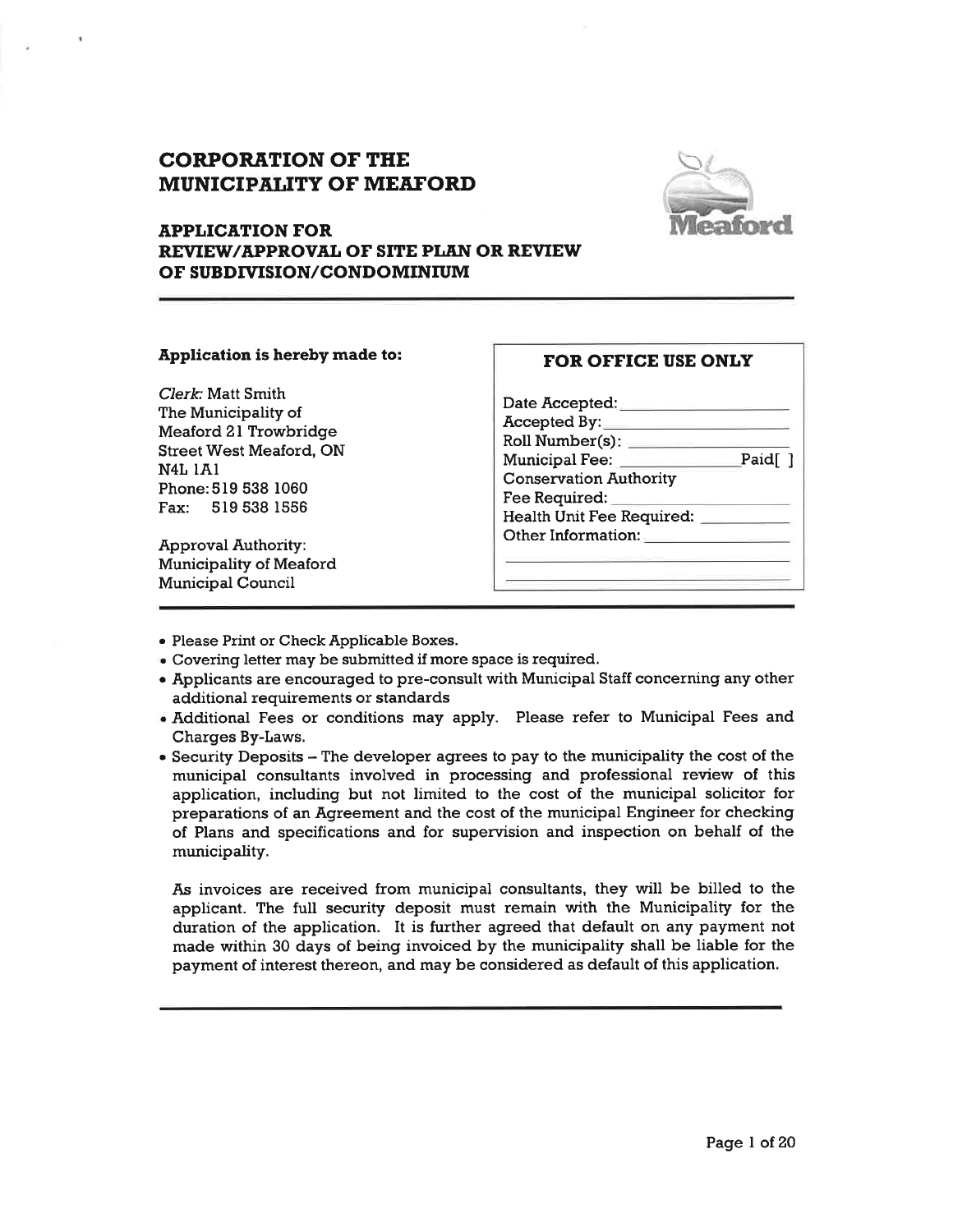# CORPORATION OF THE MUNICIPALITY OF MEAFORD

## APPLICATION FOR REVIEW/APPROVAL OF SITE PLAN OR REVIEW OF SUBDIVISION/CONDOMINIUM

**Application is hereby made to:**

*Clerk:* Matt Smith
The Municipality of Meaford 21 Trowbridge Street West Meaford, ON N4L 1A1
Phone: 519 538 1060
Fax: 519 538 1556

Approval Authority:
Municipality of Meaford Municipal Council

**FOR OFFICE USE ONLY**

Date Accepted: ____________________
Accepted By: ____________________
Roll Number(s): ____________________
Municipal Fee: ______________ Paid[ ]
Conservation Authority Fee Required: ____________________
Health Unit Fee Required: __________
Other Information: ____________________

- Please Print or Check Applicable Boxes.
- Covering letter may be submitted if more space is required.
- Applicants are encouraged to pre-consult with Municipal Staff concerning any other additional requirements or standards
- Additional Fees or conditions may apply. Please refer to Municipal Fees and Charges By-Laws.
- Security Deposits – The developer agrees to pay to the municipality the cost of the municipal consultants involved in processing and professional review of this application, including but not limited to the cost of the municipal solicitor for preparations of an Agreement and the cost of the municipal Engineer for checking of Plans and specifications and for supervision and inspection on behalf of the municipality.

  As invoices are received from municipal consultants, they will be billed to the applicant. The full security deposit must remain with the Municipality for the duration of the application. It is further agreed that default on any payment not made within 30 days of being invoiced by the municipality shall be liable for the payment of interest thereon, and may be considered as default of this application.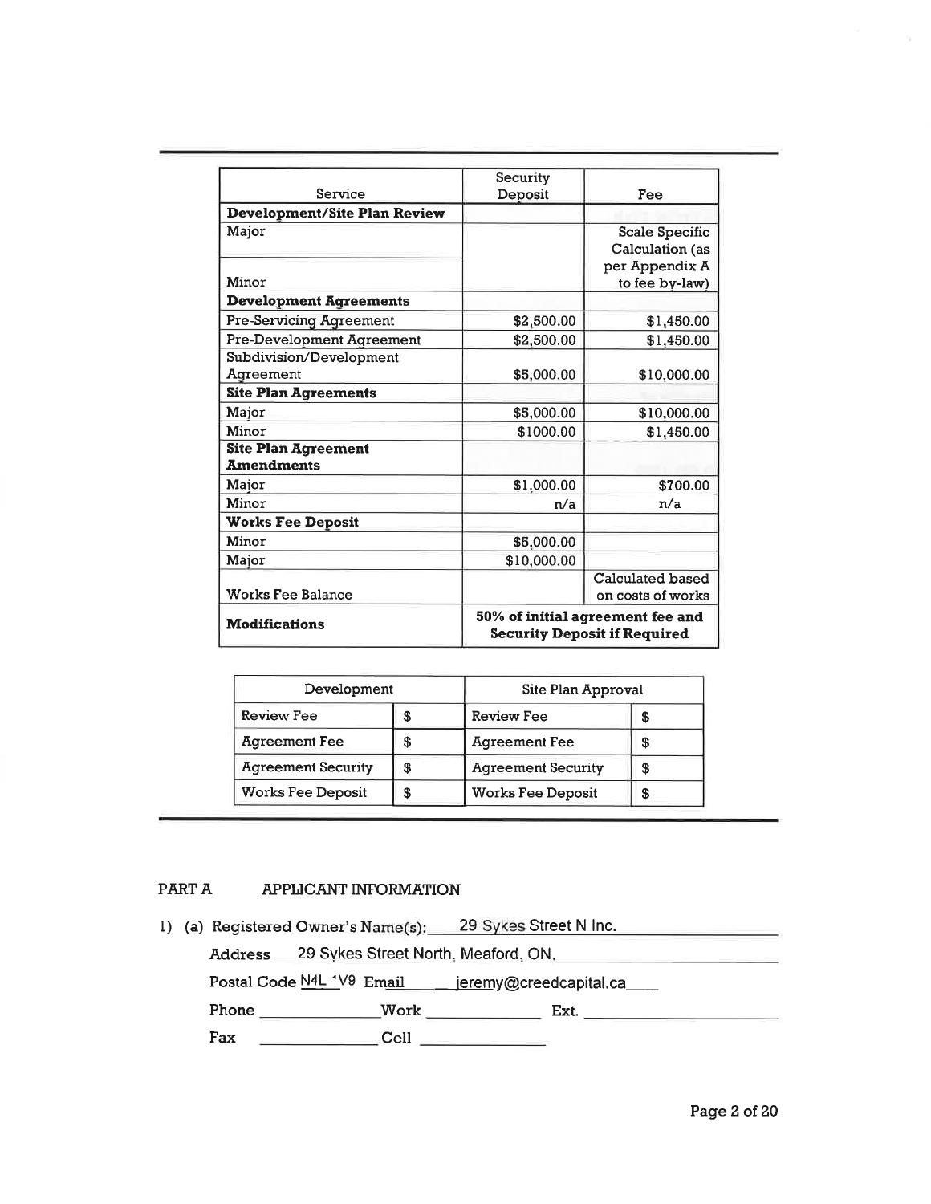| Service | Security Deposit | Fee |
|---|---|---|
| **Development/Site Plan Review** | | |
| Major | | Scale Specific Calculation (as per Appendix A to fee by-law) |
| Minor | | |
| **Development Agreements** | | |
| Pre-Servicing Agreement | $2,500.00 | $1,450.00 |
| Pre-Development Agreement | $2,500.00 | $1,450.00 |
| Subdivision/Development Agreement | $5,000.00 | $10,000.00 |
| **Site Plan Agreements** | | |
| Major | $5,000.00 | $10,000.00 |
| Minor | $1000.00 | $1,450.00 |
| **Site Plan Agreement Amendments** | | |
| Major | $1,000.00 | $700.00 |
| Minor | n/a | n/a |
| **Works Fee Deposit** | | |
| Minor | $5,000.00 | |
| Major | $10,000.00 | |
| Works Fee Balance | | Calculated based on costs of works |
| **Modifications** | **50% of initial agreement fee and Security Deposit if Required** | |

| Development | | Site Plan Approval | |
|---|---|---|---|
| Review Fee | $ | Review Fee | $ |
| Agreement Fee | $ | Agreement Fee | $ |
| Agreement Security | $ | Agreement Security | $ |
| Works Fee Deposit | $ | Works Fee Deposit | $ |

## PART A APPLICANT INFORMATION

1) (a) Registered Owner's Name(s): 29 Sykes Street N Inc.

Address 29 Sykes Street North, Meaford, ON.

Postal Code N4L 1V9 Email jeremy@creedcapital.ca

Phone ______ Work ______ Ext. ______

Fax ______ Cell ______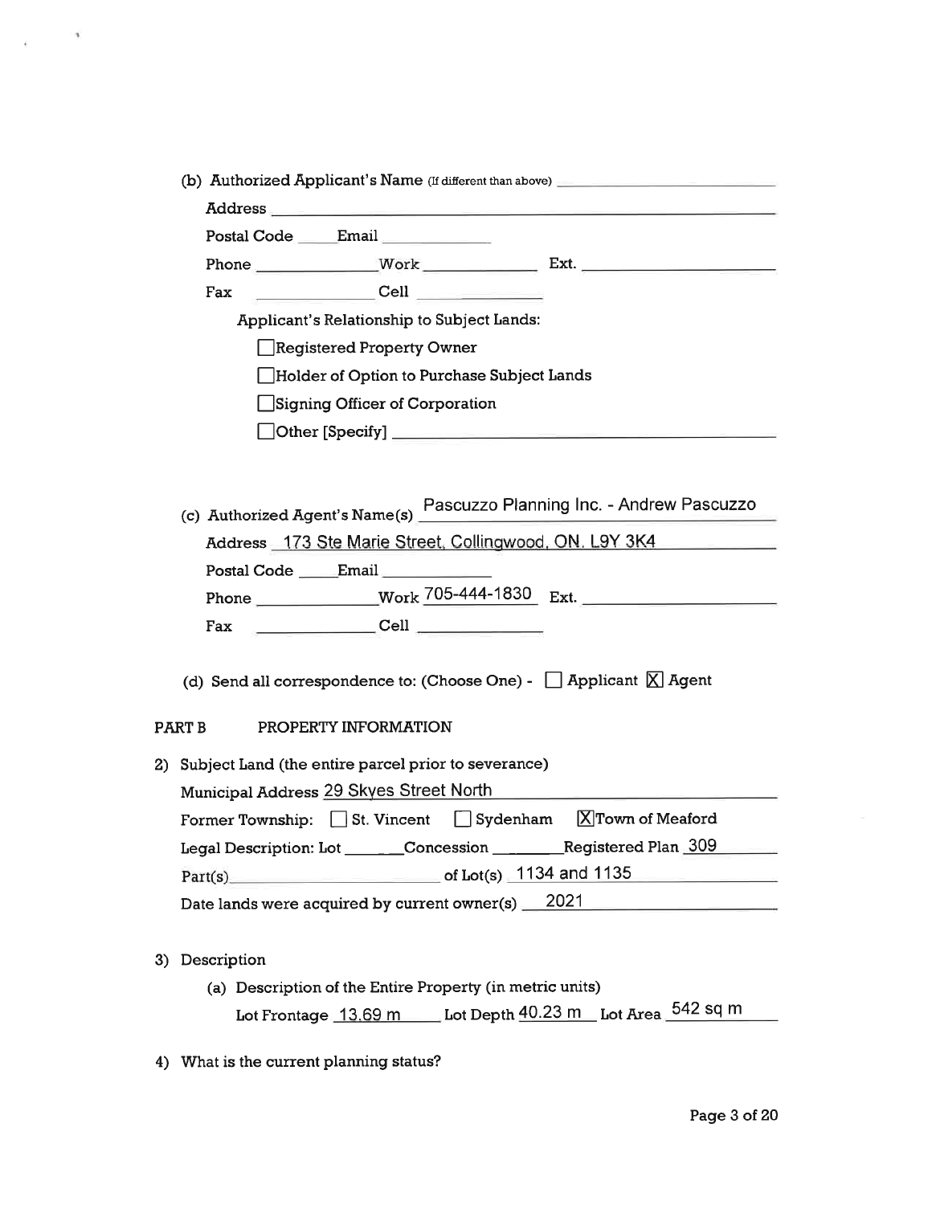(b) Authorized Applicant's Name (If different than above) \_\_\_\_\_\_\_\_\_\_\_\_\_\_\_\_\_\_\_\_

Address \_\_\_\_\_\_\_\_\_\_\_\_\_\_\_\_\_\_\_\_

Postal Code \_\_\_\_\_ Email \_\_\_\_\_\_\_\_\_\_

Phone \_\_\_\_\_\_\_\_\_\_ Work \_\_\_\_\_\_\_\_\_\_ Ext. \_\_\_\_\_\_\_\_\_\_

Fax \_\_\_\_\_\_\_\_\_\_ Cell \_\_\_\_\_\_\_\_\_\_

Applicant's Relationship to Subject Lands:

- [ ] Registered Property Owner
- [ ] Holder of Option to Purchase Subject Lands
- [ ] Signing Officer of Corporation
- [ ] Other [Specify] \_\_\_\_\_\_\_\_\_\_\_\_\_\_\_\_\_\_\_\_

(c) Authorized Agent's Name(s) Pascuzzo Planning Inc. - Andrew Pascuzzo

Address 173 Ste Marie Street, Collingwood, ON, L9Y 3K4

Postal Code \_\_\_\_\_ Email \_\_\_\_\_\_\_\_\_\_

Phone \_\_\_\_\_\_\_\_\_\_ Work 705-444-1830 Ext. \_\_\_\_\_\_\_\_\_\_

Fax \_\_\_\_\_\_\_\_\_\_ Cell \_\_\_\_\_\_\_\_\_\_

(d) Send all correspondence to: (Choose One) - [ ] Applicant [X] Agent

## PART B PROPERTY INFORMATION

2) Subject Land (the entire parcel prior to severance)

Municipal Address 29 Skyes Street North

Former Township: [ ] St. Vincent [ ] Sydenham [X] Town of Meaford

Legal Description: Lot \_\_\_\_\_\_ Concession \_\_\_\_\_\_ Registered Plan 309

Part(s) \_\_\_\_\_\_\_\_\_\_ of Lot(s) 1134 and 1135

Date lands were acquired by current owner(s) 2021

3) Description

(a) Description of the Entire Property (in metric units)

Lot Frontage 13.69 m Lot Depth 40.23 m Lot Area 542 sq m

4) What is the current planning status?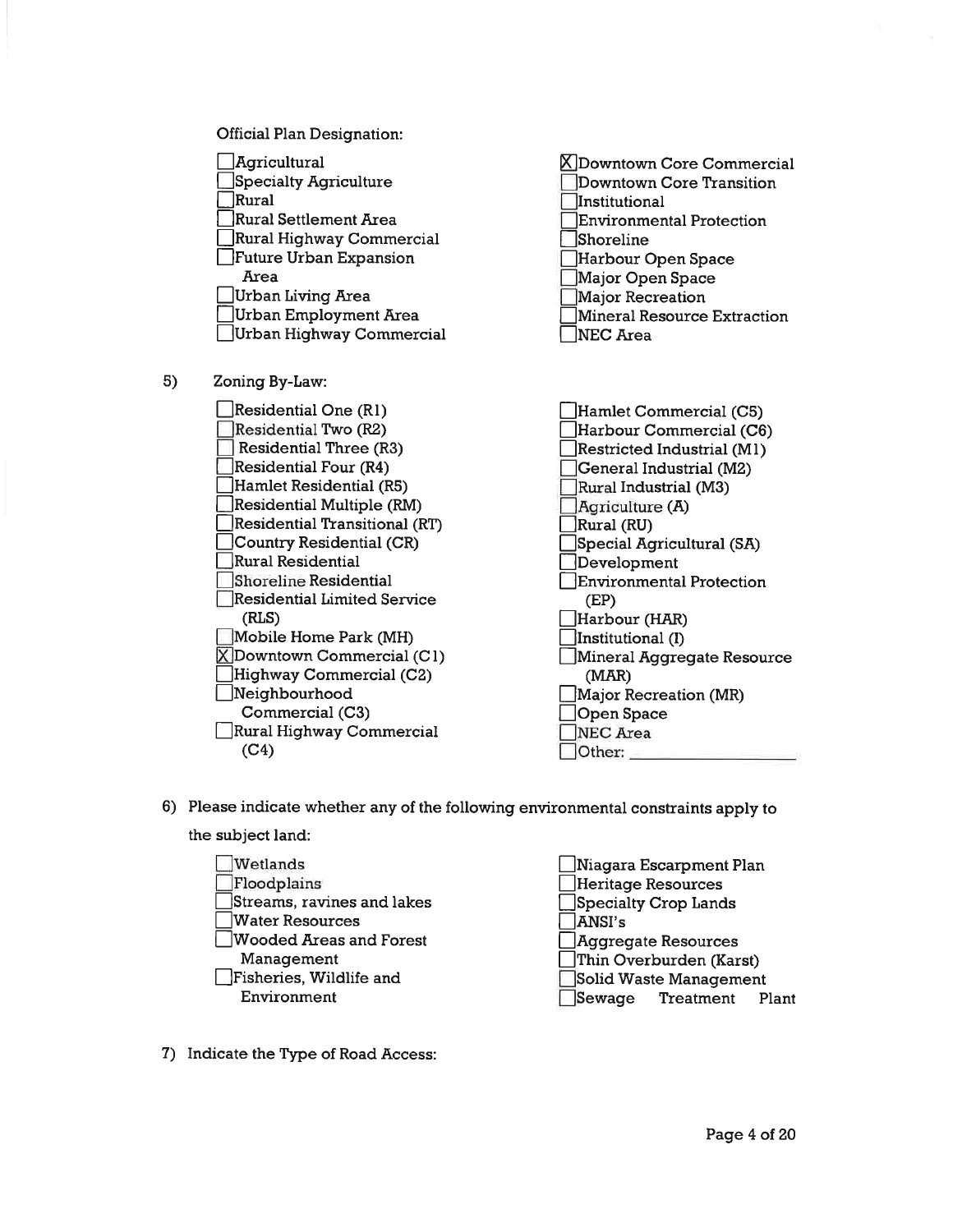Official Plan Designation:

- [ ] Agricultural
- [ ] Specialty Agriculture
- [ ] Rural
- [ ] Rural Settlement Area
- [ ] Rural Highway Commercial
- [ ] Future Urban Expansion Area
- [ ] Urban Living Area
- [ ] Urban Employment Area
- [ ] Urban Highway Commercial
- [x] Downtown Core Commercial
- [ ] Downtown Core Transition
- [ ] Institutional
- [ ] Environmental Protection
- [ ] Shoreline
- [ ] Harbour Open Space
- [ ] Major Open Space
- [ ] Major Recreation
- [ ] Mineral Resource Extraction
- [ ] NEC Area

5) Zoning By-Law:

- [ ] Residential One (R1)
- [ ] Residential Two (R2)
- [ ] Residential Three (R3)
- [ ] Residential Four (R4)
- [ ] Hamlet Residential (R5)
- [ ] Residential Multiple (RM)
- [ ] Residential Transitional (RT)
- [ ] Country Residential (CR)
- [ ] Rural Residential
- [ ] Shoreline Residential
- [ ] Residential Limited Service (RLS)
- [ ] Mobile Home Park (MH)
- [x] Downtown Commercial (C1)
- [ ] Highway Commercial (C2)
- [ ] Neighbourhood Commercial (C3)
- [ ] Rural Highway Commercial (C4)
- [ ] Hamlet Commercial (C5)
- [ ] Harbour Commercial (C6)
- [ ] Restricted Industrial (M1)
- [ ] General Industrial (M2)
- [ ] Rural Industrial (M3)
- [ ] Agriculture (A)
- [ ] Rural (RU)
- [ ] Special Agricultural (SA)
- [ ] Development
- [ ] Environmental Protection (EP)
- [ ] Harbour (HAR)
- [ ] Institutional (I)
- [ ] Mineral Aggregate Resource (MAR)
- [ ] Major Recreation (MR)
- [ ] Open Space
- [ ] NEC Area
- [ ] Other: ______________

6) Please indicate whether any of the following environmental constraints apply to the subject land:

- [ ] Wetlands
- [ ] Floodplains
- [ ] Streams, ravines and lakes
- [ ] Water Resources
- [ ] Wooded Areas and Forest Management
- [ ] Fisheries, Wildlife and Environment
- [ ] Niagara Escarpment Plan
- [ ] Heritage Resources
- [ ] Specialty Crop Lands
- [ ] ANSI's
- [ ] Aggregate Resources
- [ ] Thin Overburden (Karst)
- [ ] Solid Waste Management
- [ ] Sewage Treatment Plant

7) Indicate the Type of Road Access: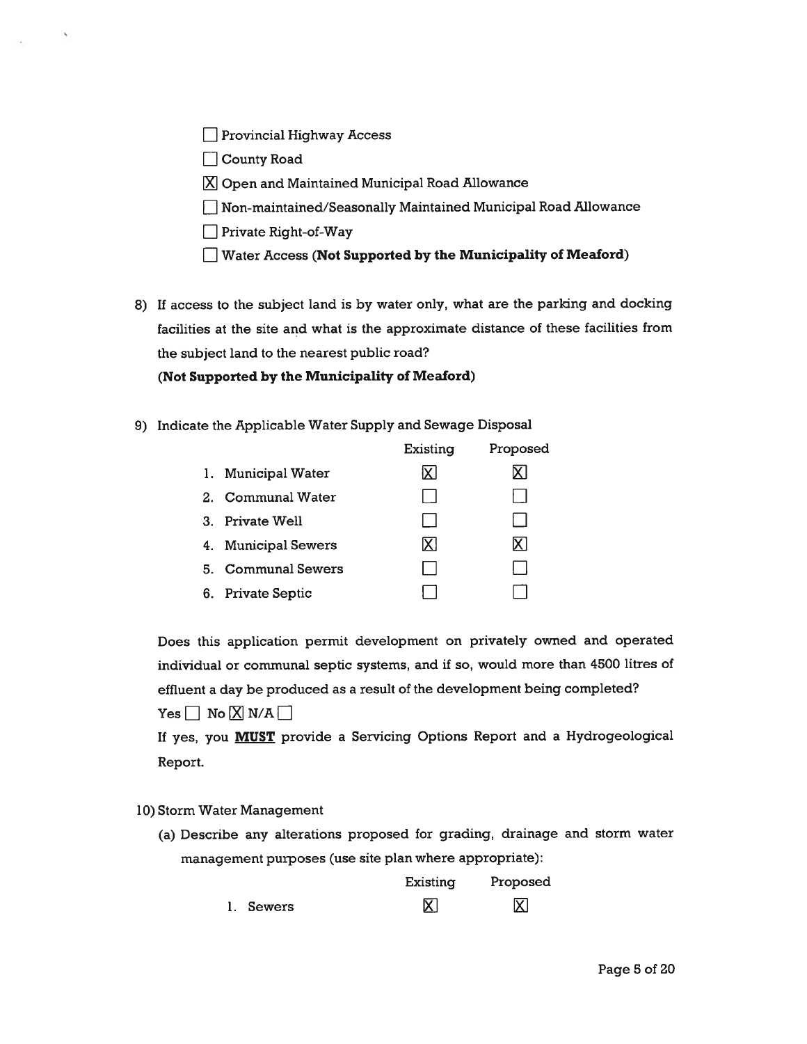- [ ] Provincial Highway Access
- [ ] County Road
- [x] Open and Maintained Municipal Road Allowance
- [ ] Non-maintained/Seasonally Maintained Municipal Road Allowance
- [ ] Private Right-of-Way
- [ ] Water Access **(Not Supported by the Municipality of Meaford)**

8) If access to the subject land is by water only, what are the parking and docking facilities at the site and what is the approximate distance of these facilities from the subject land to the nearest public road?

   **(Not Supported by the Municipality of Meaford)**

9) Indicate the Applicable Water Supply and Sewage Disposal

|  | Existing | Proposed |
|---|---|---|
| 1. Municipal Water | [x] | [x] |
| 2. Communal Water | [ ] | [ ] |
| 3. Private Well | [ ] | [ ] |
| 4. Municipal Sewers | [x] | [x] |
| 5. Communal Sewers | [ ] | [ ] |
| 6. Private Septic | [ ] | [ ] |

Does this application permit development on privately owned and operated individual or communal septic systems, and if so, would more than 4500 litres of effluent a day be produced as a result of the development being completed?

Yes [ ] No [x] N/A [ ]

If yes, you **MUST** provide a Servicing Options Report and a Hydrogeological Report.

10) Storm Water Management

   (a) Describe any alterations proposed for grading, drainage and storm water management purposes (use site plan where appropriate):

|  | Existing | Proposed |
|---|---|---|
| 1. Sewers | [x] | [x] |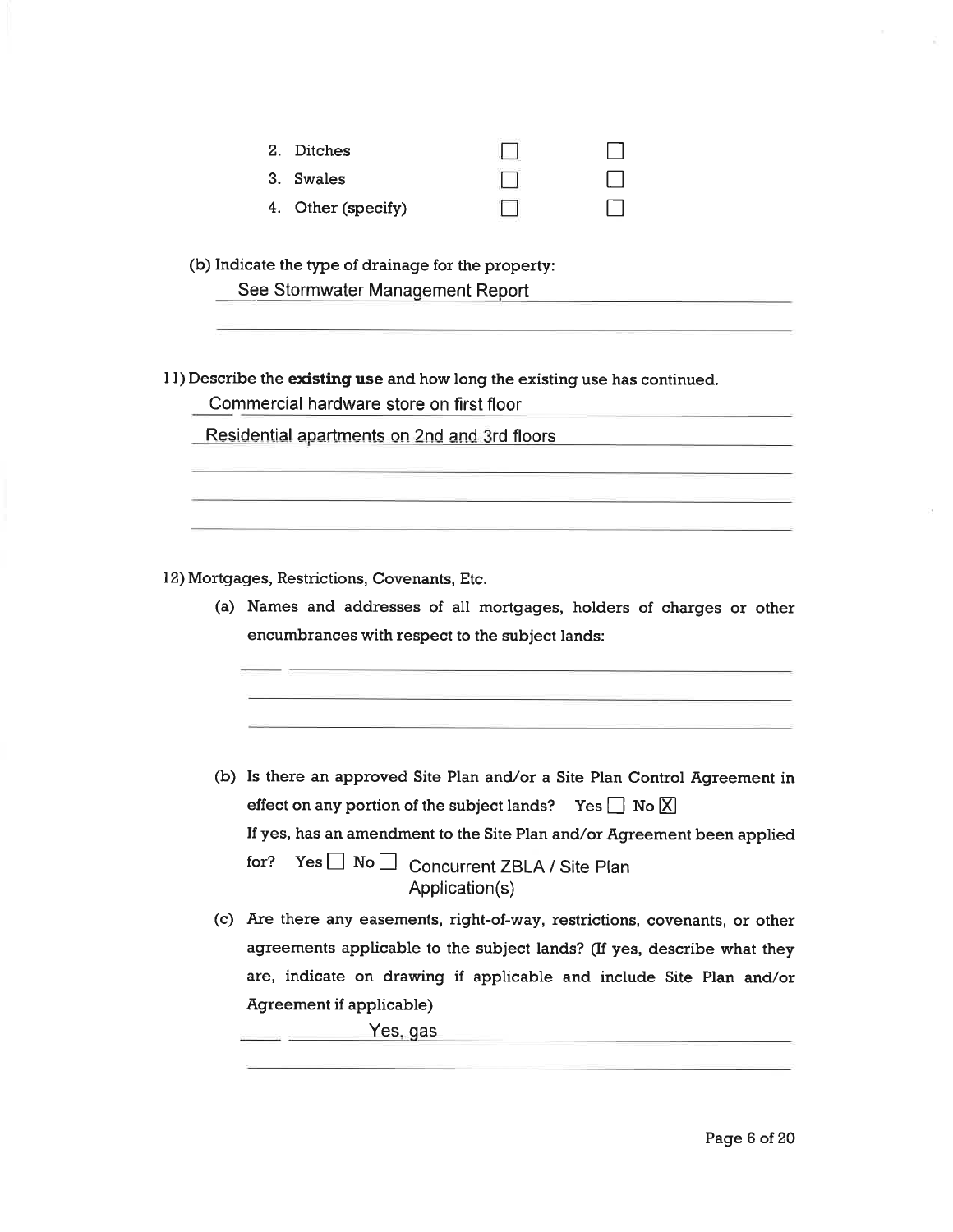| | | |
|---|---|---|
| 2. Ditches | ☐ | ☐ |
| 3. Swales | ☐ | ☐ |
| 4. Other (specify) | ☐ | ☐ |

(b) Indicate the type of drainage for the property:

See Stormwater Management Report

11) Describe the **existing use** and how long the existing use has continued.

Commercial hardware store on first floor

Residential apartments on 2nd and 3rd floors

12) Mortgages, Restrictions, Covenants, Etc.

(a) Names and addresses of all mortgages, holders of charges or other encumbrances with respect to the subject lands:

(b) Is there an approved Site Plan and/or a Site Plan Control Agreement in effect on any portion of the subject lands? Yes ☐ No ☒

If yes, has an amendment to the Site Plan and/or Agreement been applied for? Yes ☐ No ☐ Concurrent ZBLA / Site Plan Application(s)

(c) Are there any easements, right-of-way, restrictions, covenants, or other agreements applicable to the subject lands? (If yes, describe what they are, indicate on drawing if applicable and include Site Plan and/or Agreement if applicable)

Yes, gas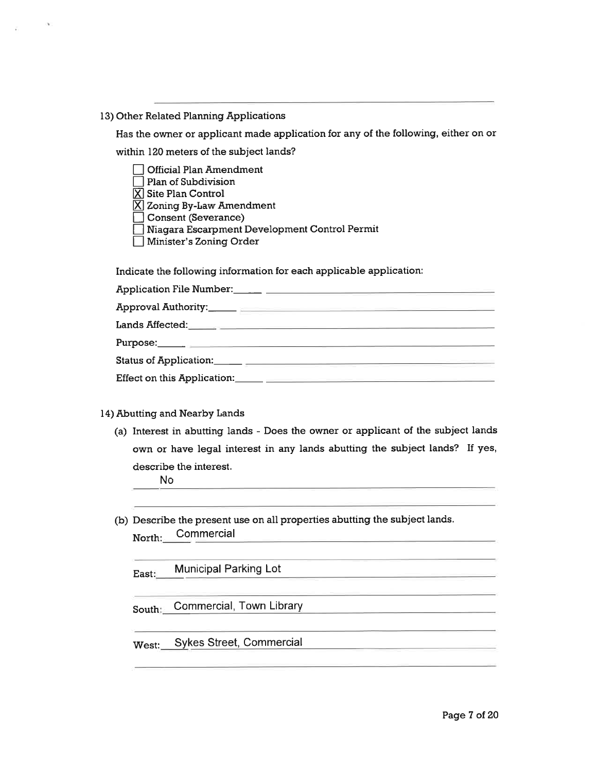13) Other Related Planning Applications

Has the owner or applicant made application for any of the following, either on or within 120 meters of the subject lands?

- [ ] Official Plan Amendment
- [ ] Plan of Subdivision
- [x] Site Plan Control
- [x] Zoning By-Law Amendment
- [ ] Consent (Severance)
- [ ] Niagara Escarpment Development Control Permit
- [ ] Minister's Zoning Order

Indicate the following information for each applicable application:

Application File Number: \_\_\_\_\_\_\_\_\_\_

Approval Authority: \_\_\_\_\_\_\_\_\_\_

Lands Affected: \_\_\_\_\_\_\_\_\_\_

Purpose: \_\_\_\_\_\_\_\_\_\_

Status of Application: \_\_\_\_\_\_\_\_\_\_

Effect on this Application: \_\_\_\_\_\_\_\_\_\_

14) Abutting and Nearby Lands

(a) Interest in abutting lands - Does the owner or applicant of the subject lands own or have legal interest in any lands abutting the subject lands? If yes, describe the interest.

No

(b) Describe the present use on all properties abutting the subject lands.

North: Commercial

East: Municipal Parking Lot

South: Commercial, Town Library

West: Sykes Street, Commercial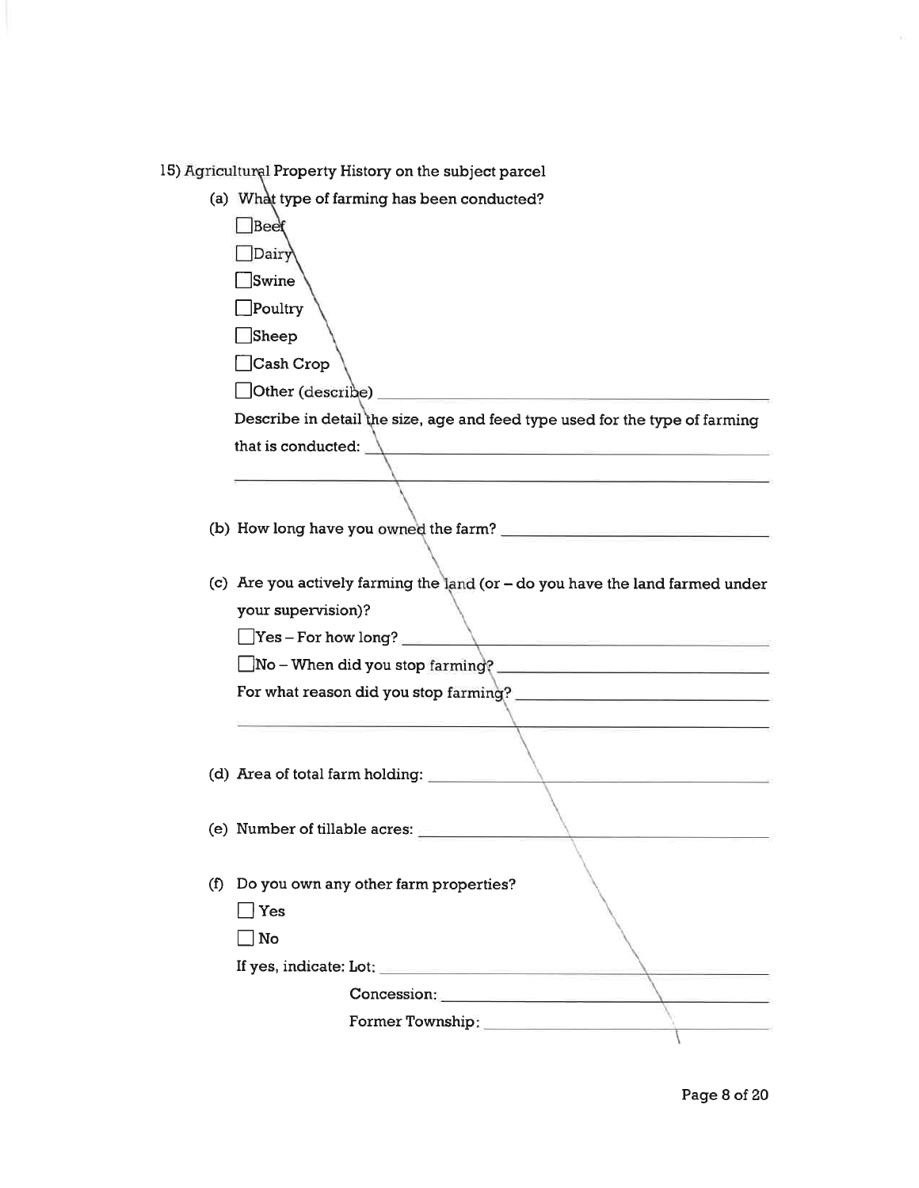15) Agricultural Property History on the subject parcel

(a) What type of farming has been conducted?

- ☐ Beef
- ☐ Dairy
- ☐ Swine
- ☐ Poultry
- ☐ Sheep
- ☐ Cash Crop
- ☐ Other (describe) ______________________________

Describe in detail the size, age and feed type used for the type of farming that is conducted: ______________________________

______________________________

(b) How long have you owned the farm? ______________________________

(c) Are you actively farming the land (or – do you have the land farmed under your supervision)?

- ☐ Yes – For how long? ______________________________
- ☐ No – When did you stop farming? ______________________________

For what reason did you stop farming? ______________________________

______________________________

(d) Area of total farm holding: ______________________________

(e) Number of tillable acres: ______________________________

(f) Do you own any other farm properties?

- ☐ Yes
- ☐ No

If yes, indicate: Lot: ______________________________

Concession: ______________________________

Former Township: ______________________________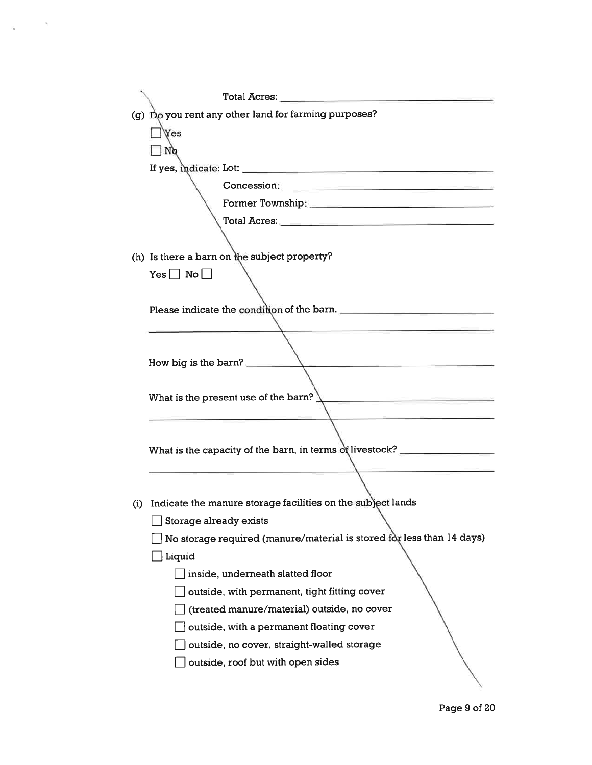Total Acres: ______________________________

(g) Do you rent any other land for farming purposes?

☐ Yes

☐ No

If yes, indicate: Lot: ______________________________

Concession: ______________________________

Former Township: ______________________________

Total Acres: ______________________________

(h) Is there a barn on the subject property?

Yes ☐ No ☐

Please indicate the condition of the barn. ______________________________

______________________________

How big is the barn? ______________________________

What is the present use of the barn? ______________________________

______________________________

What is the capacity of the barn, in terms of livestock? ______________________________

______________________________

(i) Indicate the manure storage facilities on the subject lands

☐ Storage already exists

☐ No storage required (manure/material is stored for less than 14 days)

☐ Liquid

- ☐ inside, underneath slatted floor
- ☐ outside, with permanent, tight fitting cover
- ☐ (treated manure/material) outside, no cover
- ☐ outside, with a permanent floating cover
- ☐ outside, no cover, straight-walled storage
- ☐ outside, roof but with open sides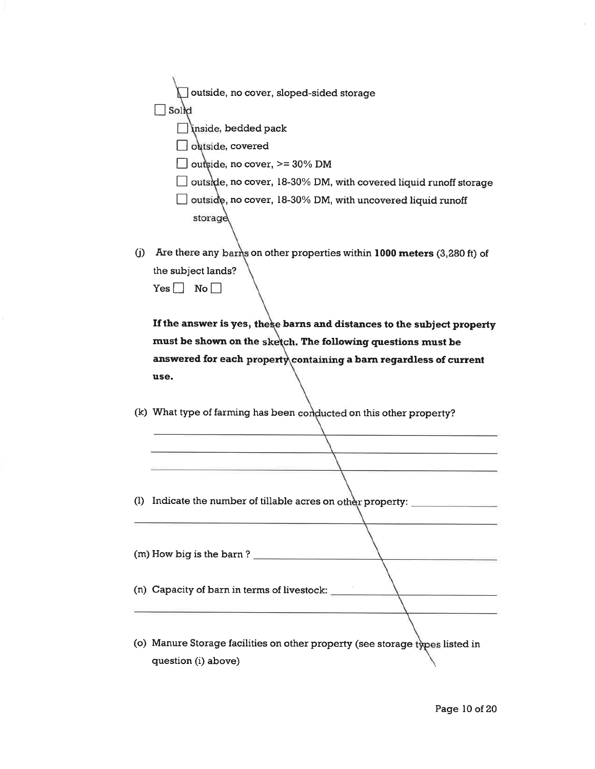- ☐ outside, no cover, sloped-sided storage

- ☐ Solid
  - ☐ inside, bedded pack
  - ☐ outside, covered
  - ☐ outside, no cover, >= 30% DM
  - ☐ outside, no cover, 18-30% DM, with covered liquid runoff storage
  - ☐ outside, no cover, 18-30% DM, with uncovered liquid runoff storage

(j) Are there any barns on other properties within **1000 meters** (3,280 ft) of the subject lands?

Yes ☐ No ☐

**If the answer is yes, these barns and distances to the subject property must be shown on the sketch. The following questions must be answered for each property containing a barn regardless of current use.**

(k) What type of farming has been conducted on this other property?

\_\_\_\_\_\_\_\_\_\_\_\_\_\_\_\_\_\_\_\_\_\_\_\_\_\_\_\_\_\_\_\_\_\_\_\_\_\_\_\_

\_\_\_\_\_\_\_\_\_\_\_\_\_\_\_\_\_\_\_\_\_\_\_\_\_\_\_\_\_\_\_\_\_\_\_\_\_\_\_\_

\_\_\_\_\_\_\_\_\_\_\_\_\_\_\_\_\_\_\_\_\_\_\_\_\_\_\_\_\_\_\_\_\_\_\_\_\_\_\_\_

(l) Indicate the number of tillable acres on other property: \_\_\_\_\_\_\_\_\_\_\_\_\_\_\_\_

\_\_\_\_\_\_\_\_\_\_\_\_\_\_\_\_\_\_\_\_\_\_\_\_\_\_\_\_\_\_\_\_\_\_\_\_\_\_\_\_

(m) How big is the barn ? \_\_\_\_\_\_\_\_\_\_\_\_\_\_\_\_\_\_\_\_\_\_\_\_\_\_\_\_\_\_\_\_

(n) Capacity of barn in terms of livestock: \_\_\_\_\_\_\_\_\_\_\_\_\_\_\_\_\_\_\_\_\_\_\_\_

\_\_\_\_\_\_\_\_\_\_\_\_\_\_\_\_\_\_\_\_\_\_\_\_\_\_\_\_\_\_\_\_\_\_\_\_\_\_\_\_

(o) Manure Storage facilities on other property (see storage types listed in question (i) above)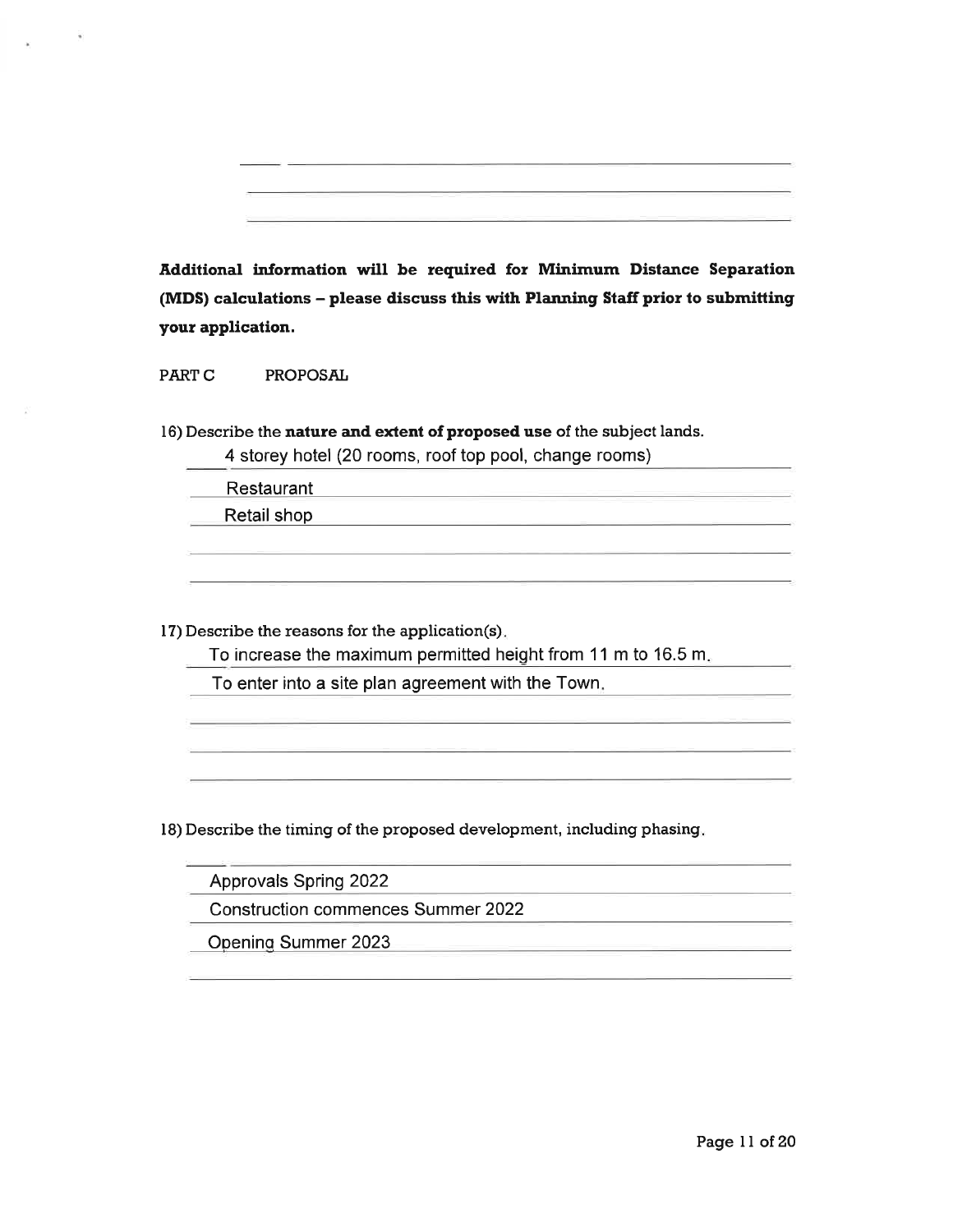**Additional information will be required for Minimum Distance Separation (MDS) calculations – please discuss this with Planning Staff prior to submitting your application.**

PART C PROPOSAL

16) Describe the **nature and extent of proposed use** of the subject lands.

4 storey hotel (20 rooms, roof top pool, change rooms)

Restaurant

Retail shop

17) Describe the reasons for the application(s).

To increase the maximum permitted height from 11 m to 16.5 m.

To enter into a site plan agreement with the Town.

18) Describe the timing of the proposed development, including phasing.

Approvals Spring 2022

Construction commences Summer 2022

Opening Summer 2023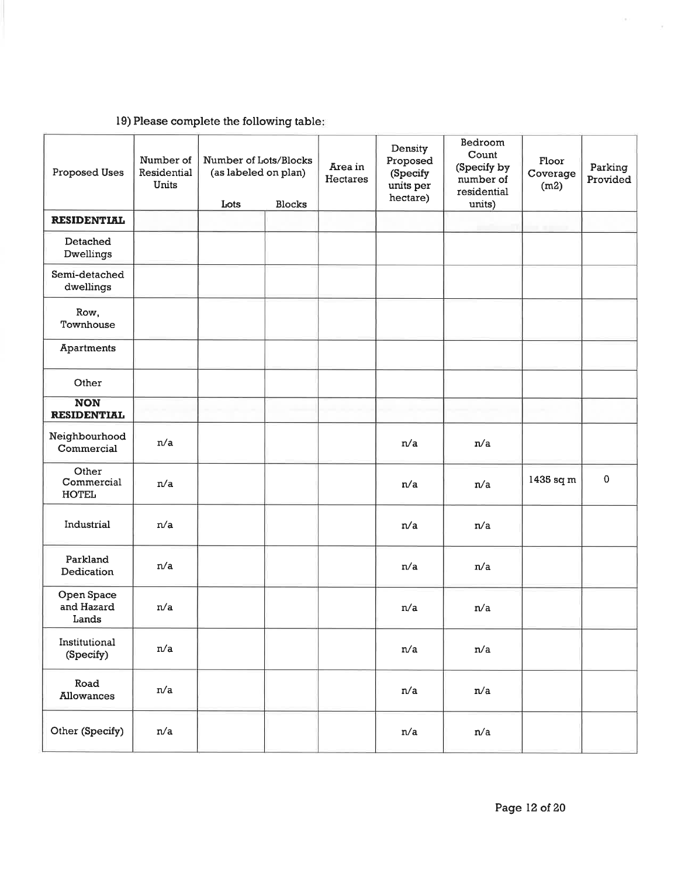19) Please complete the following table:

| Proposed Uses | Number of Residential Units | Number of Lots/Blocks (as labeled on plan) | | Area in Hectares | Density Proposed (Specify units per hectare) | Bedroom Count (Specify by number of residential units) | Floor Coverage (m2) | Parking Provided |
|---|---|---|---|---|---|---|---|---|
| | | Lots | Blocks | | | | | |
| **RESIDENTIAL** | | | | | | | | |
| Detached Dwellings | | | | | | | | |
| Semi-detached dwellings | | | | | | | | |
| Row, Townhouse | | | | | | | | |
| Apartments | | | | | | | | |
| Other | | | | | | | | |
| **NON RESIDENTIAL** | | | | | | | | |
| Neighbourhood Commercial | n/a | | | | n/a | n/a | | |
| Other Commercial HOTEL | n/a | | | | n/a | n/a | 1435 sq m | 0 |
| Industrial | n/a | | | | n/a | n/a | | |
| Parkland Dedication | n/a | | | | n/a | n/a | | |
| Open Space and Hazard Lands | n/a | | | | n/a | n/a | | |
| Institutional (Specify) | n/a | | | | n/a | n/a | | |
| Road Allowances | n/a | | | | n/a | n/a | | |
| Other (Specify) | n/a | | | | n/a | n/a | | |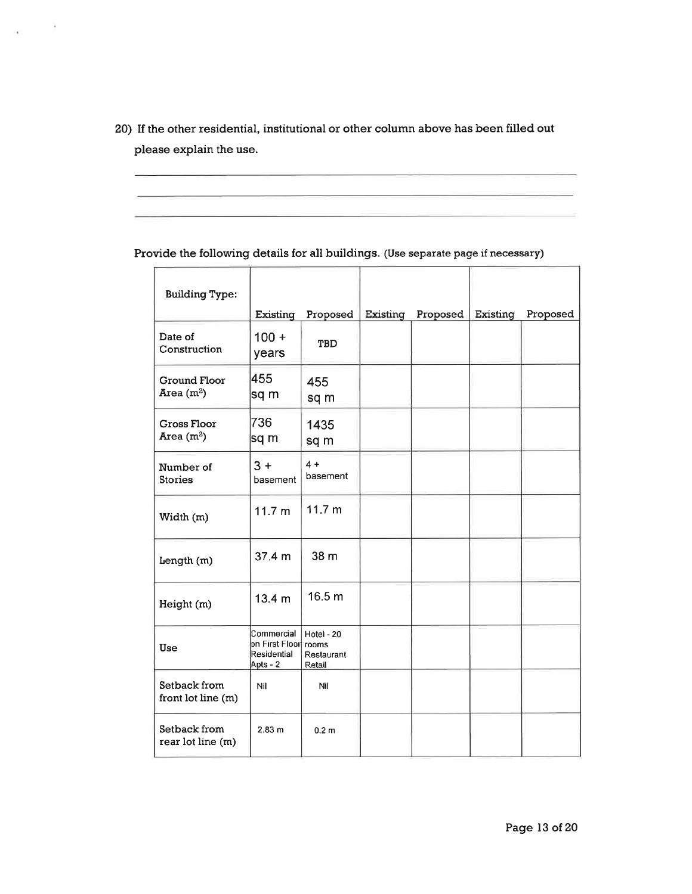20) If the other residential, institutional or other column above has been filled out please explain the use.

\_\_\_\_\_\_\_\_\_\_\_\_\_\_\_\_\_\_\_\_\_\_\_\_\_\_\_\_\_\_\_\_\_\_\_\_\_\_\_\_\_\_\_\_\_\_\_\_\_\_\_\_\_\_\_\_\_\_\_\_\_\_\_\_

\_\_\_\_\_\_\_\_\_\_\_\_\_\_\_\_\_\_\_\_\_\_\_\_\_\_\_\_\_\_\_\_\_\_\_\_\_\_\_\_\_\_\_\_\_\_\_\_\_\_\_\_\_\_\_\_\_\_\_\_\_\_\_\_

\_\_\_\_\_\_\_\_\_\_\_\_\_\_\_\_\_\_\_\_\_\_\_\_\_\_\_\_\_\_\_\_\_\_\_\_\_\_\_\_\_\_\_\_\_\_\_\_\_\_\_\_\_\_\_\_\_\_\_\_\_\_\_\_

Provide the following details for all buildings. (Use separate page if necessary)

| Building Type: | Existing | Proposed | Existing | Proposed | Existing | Proposed |
|---|---|---|---|---|---|---|
| Date of Construction | 100 + years | TBD | | | | |
| Ground Floor Area ($m^2$) | 455 sq m | 455 sq m | | | | |
| Gross Floor Area ($m^2$) | 736 sq m | 1435 sq m | | | | |
| Number of Stories | 3 + basement | 4 + basement | | | | |
| Width (m) | 11.7 m | 11.7 m | | | | |
| Length (m) | 37.4 m | 38 m | | | | |
| Height (m) | 13.4 m | 16.5 m | | | | |
| Use | Commercial on First Floor Residential Apts - 2 | Hotel - 20 rooms Restaurant Retail | | | | |
| Setback from front lot line (m) | Nil | Nil | | | | |
| Setback from rear lot line (m) | 2.83 m | 0.2 m | | | | |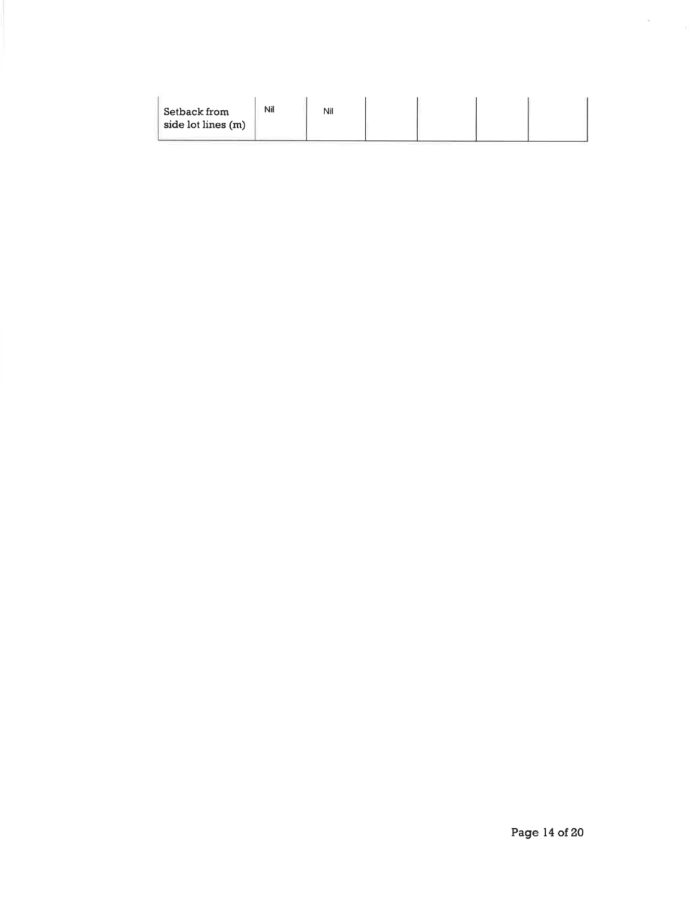| Setback from side lot lines (m) | Nil | Nil | | | | |
|---|---|---|---|---|---|---|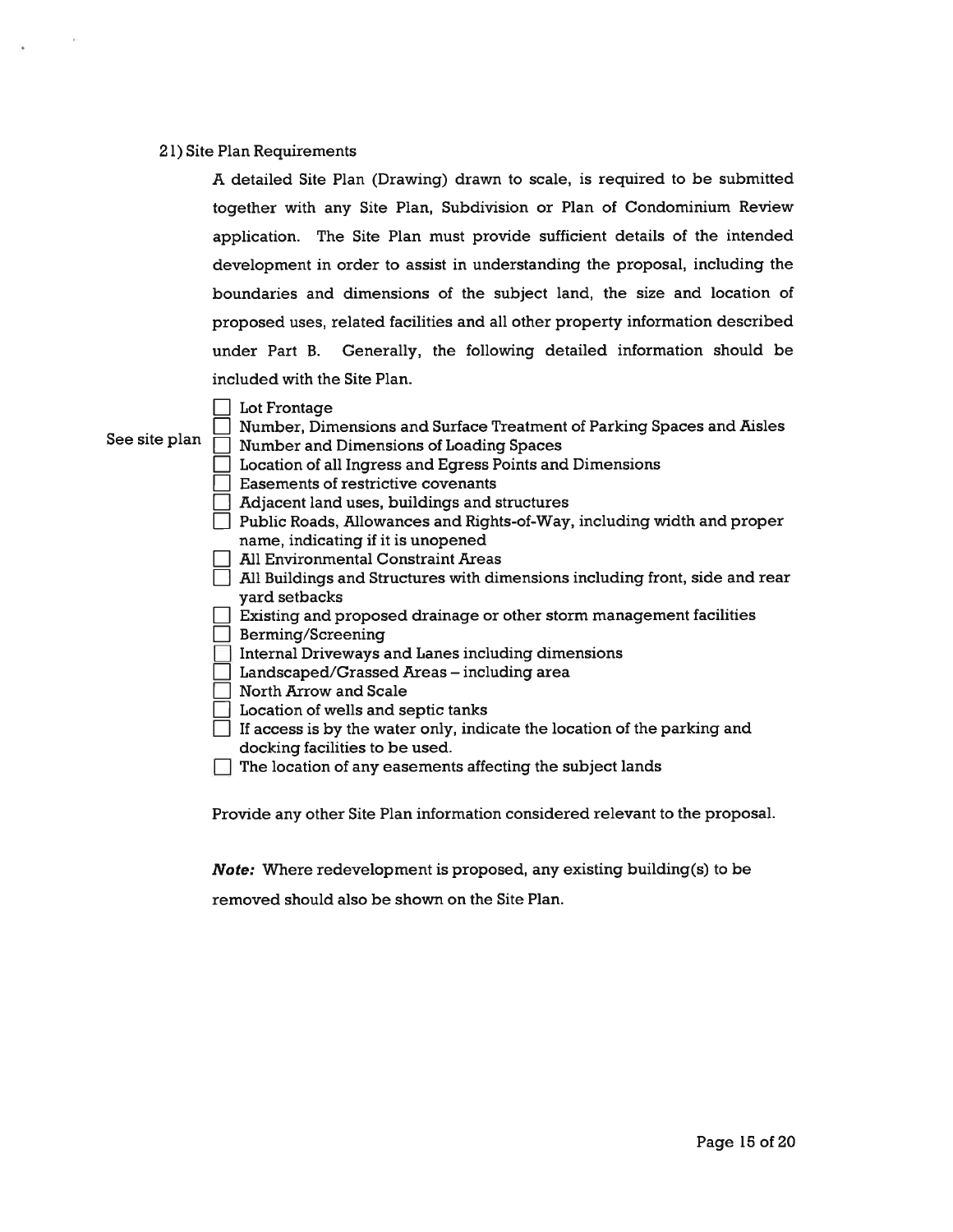21) Site Plan Requirements

A detailed Site Plan (Drawing) drawn to scale, is required to be submitted together with any Site Plan, Subdivision or Plan of Condominium Review application. The Site Plan must provide sufficient details of the intended development in order to assist in understanding the proposal, including the boundaries and dimensions of the subject land, the size and location of proposed uses, related facilities and all other property information described under Part B. Generally, the following detailed information should be included with the Site Plan.

See site plan

- [ ] Lot Frontage
- [ ] Number, Dimensions and Surface Treatment of Parking Spaces and Aisles
- [ ] Number and Dimensions of Loading Spaces
- [ ] Location of all Ingress and Egress Points and Dimensions
- [ ] Easements of restrictive covenants
- [ ] Adjacent land uses, buildings and structures
- [ ] Public Roads, Allowances and Rights-of-Way, including width and proper name, indicating if it is unopened
- [ ] All Environmental Constraint Areas
- [ ] All Buildings and Structures with dimensions including front, side and rear yard setbacks
- [ ] Existing and proposed drainage or other storm management facilities
- [ ] Berming/Screening
- [ ] Internal Driveways and Lanes including dimensions
- [ ] Landscaped/Grassed Areas – including area
- [ ] North Arrow and Scale
- [ ] Location of wells and septic tanks
- [ ] If access is by the water only, indicate the location of the parking and docking facilities to be used.
- [ ] The location of any easements affecting the subject lands

Provide any other Site Plan information considered relevant to the proposal.

***Note:*** Where redevelopment is proposed, any existing building(s) to be removed should also be shown on the Site Plan.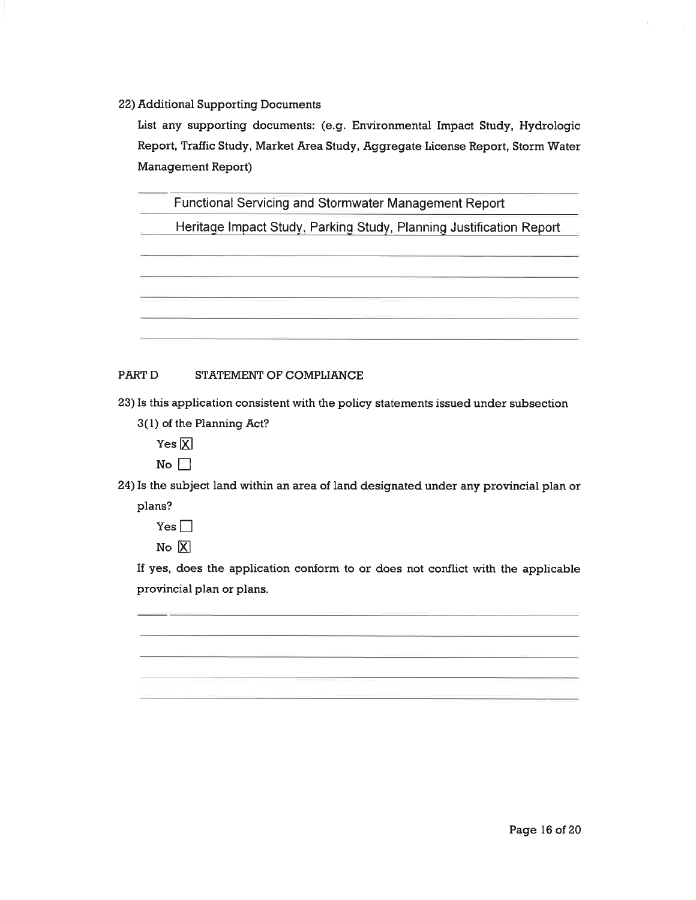22) Additional Supporting Documents

List any supporting documents: (e.g. Environmental Impact Study, Hydrologic Report, Traffic Study, Market Area Study, Aggregate License Report, Storm Water Management Report)

Functional Servicing and Stormwater Management Report

Heritage Impact Study, Parking Study, Planning Justification Report

## PART D STATEMENT OF COMPLIANCE

23) Is this application consistent with the policy statements issued under subsection 3(1) of the Planning Act?

Yes [X]

No [ ]

24) Is the subject land within an area of land designated under any provincial plan or plans?

Yes [ ]

No [X]

If yes, does the application conform to or does not conflict with the applicable provincial plan or plans.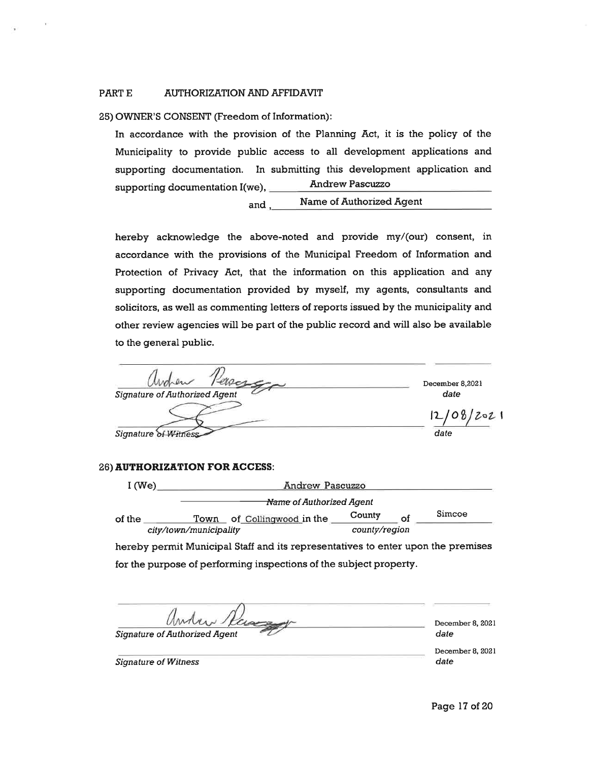## PART E AUTHORIZATION AND AFFIDAVIT

25) OWNER'S CONSENT (Freedom of Information):

In accordance with the provision of the Planning Act, it is the policy of the Municipality to provide public access to all development applications and supporting documentation. In submitting this development application and supporting documentation I(we), Andrew Pascuzzo and , Name of Authorized Agent

hereby acknowledge the above-noted and provide my/(our) consent, in accordance with the provisions of the Municipal Freedom of Information and Protection of Privacy Act, that the information on this application and any supporting documentation provided by myself, my agents, consultants and solicitors, as well as commenting letters of reports issued by the municipality and other review agencies will be part of the public record and will also be available to the general public.

*Signature of Authorized Agent* — December 8,2021 *date*

*Signature of Witness* — 12/08/2021 *date*

26) **AUTHORIZATION FOR ACCESS**:

I (We) Andrew Pascuzzo
*Name of Authorized Agent*

of the Town of Collingwood in the County of Simcoe
*city/town/municipality* *county/region*

hereby permit Municipal Staff and its representatives to enter upon the premises for the purpose of performing inspections of the subject property.

*Signature of Authorized Agent* — December 8, 2021 *date*

*Signature of Witness* — December 8, 2021 *date*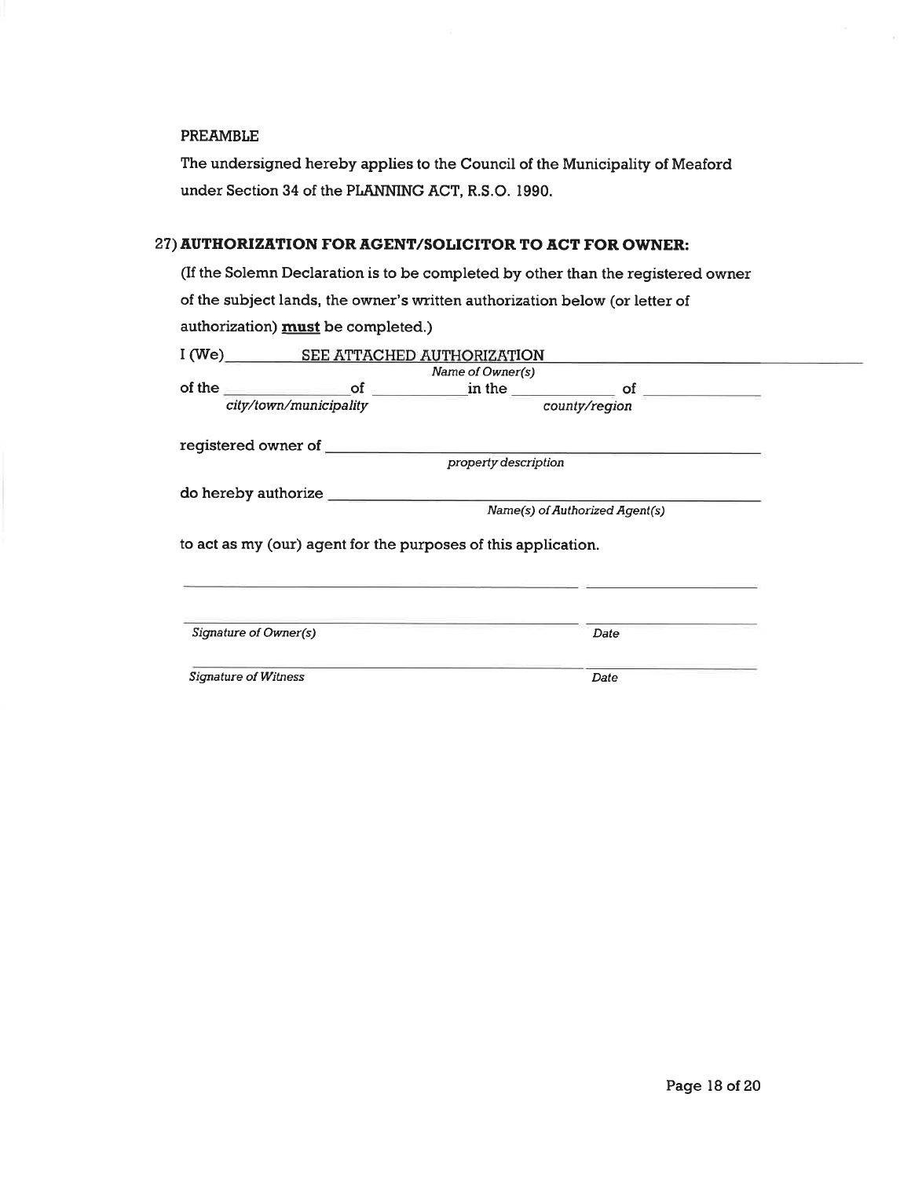PREAMBLE

The undersigned hereby applies to the Council of the Municipality of Meaford under Section 34 of the PLANNING ACT, R.S.O. 1990.

## 27) AUTHORIZATION FOR AGENT/SOLICITOR TO ACT FOR OWNER:

(If the Solemn Declaration is to be completed by other than the registered owner of the subject lands, the owner's written authorization below (or letter of authorization) **must** be completed.)

I (We) ___SEE ATTACHED AUTHORIZATION___
*Name of Owner(s)*

of the ______________ of ______________ in the ______________ of ______________
*city/town/municipality* *county/region*

registered owner of ________________________________________________
*property description*

do hereby authorize ________________________________________________
*Name(s) of Authorized Agent(s)*

to act as my (our) agent for the purposes of this application.

________________________________________ ____________________

________________________________________ ____________________
*Signature of Owner(s)* *Date*

________________________________________ ____________________
*Signature of Witness* *Date*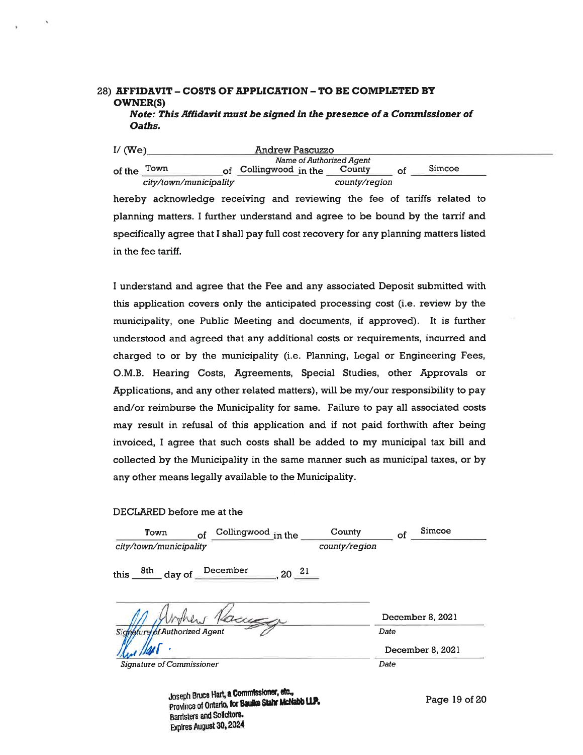## 28) AFFIDAVIT – COSTS OF APPLICATION – TO BE COMPLETED BY OWNER(S)

***Note: This Affidavit must be signed in the presence of a Commissioner of Oaths.***

I/ (We) Andrew Pascuzzo
*Name of Authorized Agent*

of the Town of Collingwood in the County of Simcoe
*city/town/municipality* *county/region*

hereby acknowledge receiving and reviewing the fee of tariffs related to planning matters. I further understand and agree to be bound by the tarrif and specifically agree that I shall pay full cost recovery for any planning matters listed in the fee tariff.

I understand and agree that the Fee and any associated Deposit submitted with this application covers only the anticipated processing cost (i.e. review by the municipality, one Public Meeting and documents, if approved). It is further understood and agreed that any additional costs or requirements, incurred and charged to or by the municipality (i.e. Planning, Legal or Engineering Fees, O.M.B. Hearing Costs, Agreements, Special Studies, other Approvals or Applications, and any other related matters), will be my/our responsibility to pay and/or reimburse the Municipality for same. Failure to pay all associated costs may result in refusal of this application and if not paid forthwith after being invoiced, I agree that such costs shall be added to my municipal tax bill and collected by the Municipality in the same manner such as municipal taxes, or by any other means legally available to the Municipality.

DECLARED before me at the

Town of Collingwood in the County of Simcoe
*city/town/municipality* *county/region*

this 8th day of December, 20 21

[Signature] December 8, 2021
*Signature of Authorized Agent* *Date*

[Signature] December 8, 2021
*Signature of Commissioner* *Date*

Joseph Bruce Hart, a Commissioner, etc.,
Province of Ontario, for Baulke Stahr McNabb LLP.
Barristers and Solicitors.
Expires August 30, 2024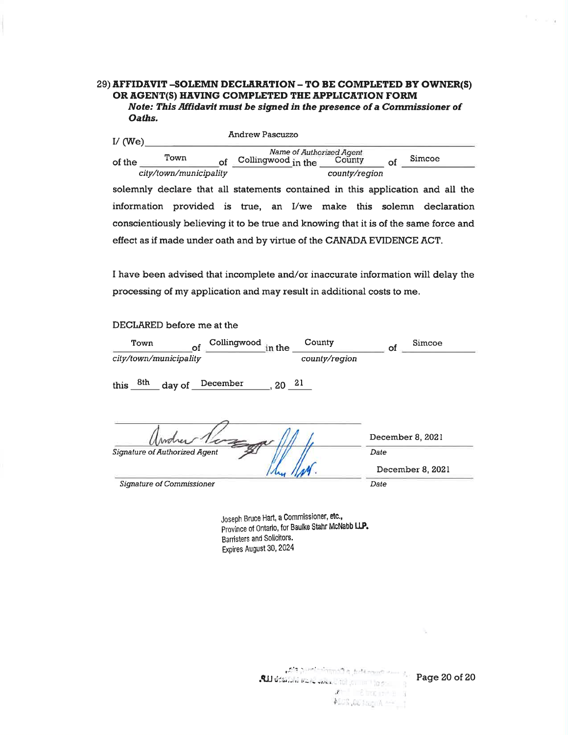## 29) AFFIDAVIT –SOLEMN DECLARATION – TO BE COMPLETED BY OWNER(S) OR AGENT(S) HAVING COMPLETED THE APPLICATION FORM

***Note: This Affidavit must be signed in the presence of a Commissioner of Oaths.***

I/ (We) Andrew Pascuzzo
*Name of Authorized Agent*

of the Town of Collingwood in the County of Simcoe
*city/town/municipality* *county/region*

solemnly declare that all statements contained in this application and all the information provided is true, an I/we make this solemn declaration conscientiously believing it to be true and knowing that it is of the same force and effect as if made under oath and by virtue of the CANADA EVIDENCE ACT.

I have been advised that incomplete and/or inaccurate information will delay the processing of my application and may result in additional costs to me.

DECLARED before me at the

Town of Collingwood in the County of Simcoe
*city/town/municipality* *county/region*

this 8th day of December, 20 21

*Signature of Authorized Agent* — December 8, 2021 — *Date*

*Signature of Commissioner* — December 8, 2021 — *Date*

Joseph Bruce Hart, a Commissioner, etc.,
Province of Ontario, for Baulke Stahr McNabb LLP.
Barristers and Solicitors.
Expires August 30, 2024